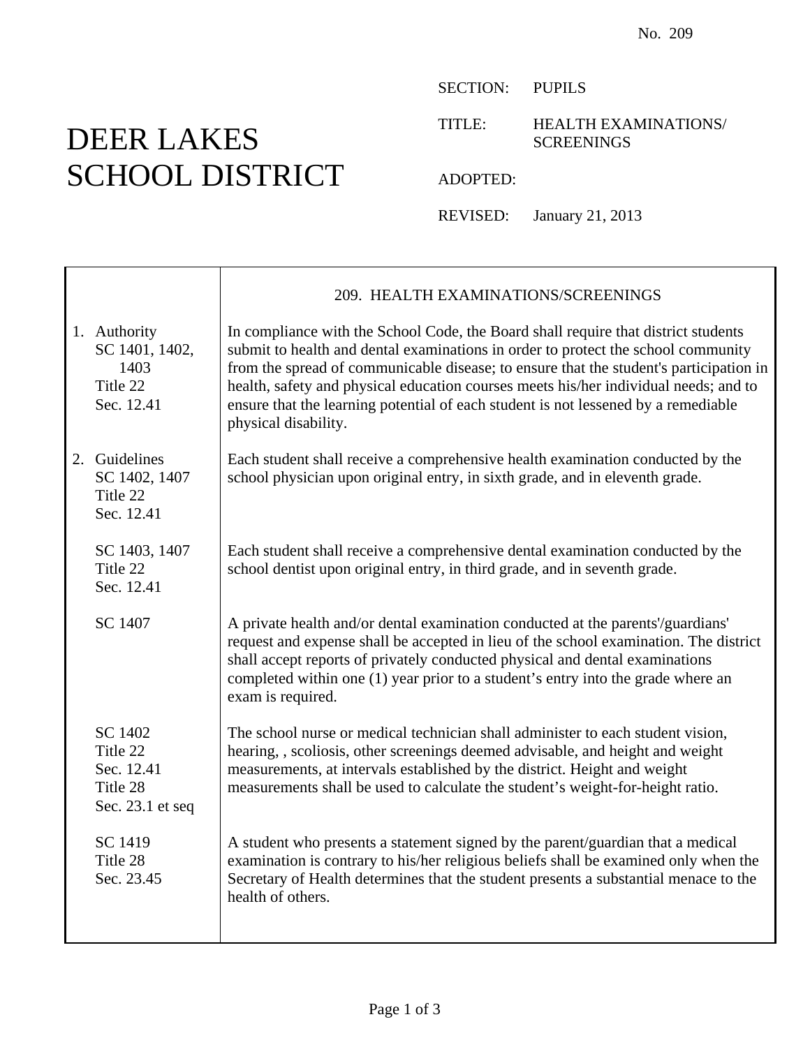No. 209

# DEER LAKES SCHOOL DISTRICT

SECTION: PUPILS

TITLE: HEALTH EXAMINATIONS/ SCREENINGS

ADOPTED:

REVISED: January 21, 2013

## 209. HEALTH EXAMINATIONS/SCREENINGS

| | |
|---|---|
| 1. Authority<br>SC 1401, 1402, 1403<br>Title 22<br>Sec. 12.41 | In compliance with the School Code, the Board shall require that district students submit to health and dental examinations in order to protect the school community from the spread of communicable disease; to ensure that the student's participation in health, safety and physical education courses meets his/her individual needs; and to ensure that the learning potential of each student is not lessened by a remediable physical disability. |
| 2. Guidelines<br>SC 1402, 1407<br>Title 22<br>Sec. 12.41 | Each student shall receive a comprehensive health examination conducted by the school physician upon original entry, in sixth grade, and in eleventh grade. |
| SC 1403, 1407<br>Title 22<br>Sec. 12.41 | Each student shall receive a comprehensive dental examination conducted by the school dentist upon original entry, in third grade, and in seventh grade. |
| SC 1407 | A private health and/or dental examination conducted at the parents'/guardians' request and expense shall be accepted in lieu of the school examination. The district shall accept reports of privately conducted physical and dental examinations completed within one (1) year prior to a student's entry into the grade where an exam is required. |
| SC 1402<br>Title 22<br>Sec. 12.41<br>Title 28<br>Sec. 23.1 et seq | The school nurse or medical technician shall administer to each student vision, hearing, , scoliosis, other screenings deemed advisable, and height and weight measurements, at intervals established by the district. Height and weight measurements shall be used to calculate the student's weight-for-height ratio. |
| SC 1419<br>Title 28<br>Sec. 23.45 | A student who presents a statement signed by the parent/guardian that a medical examination is contrary to his/her religious beliefs shall be examined only when the Secretary of Health determines that the student presents a substantial menace to the health of others. |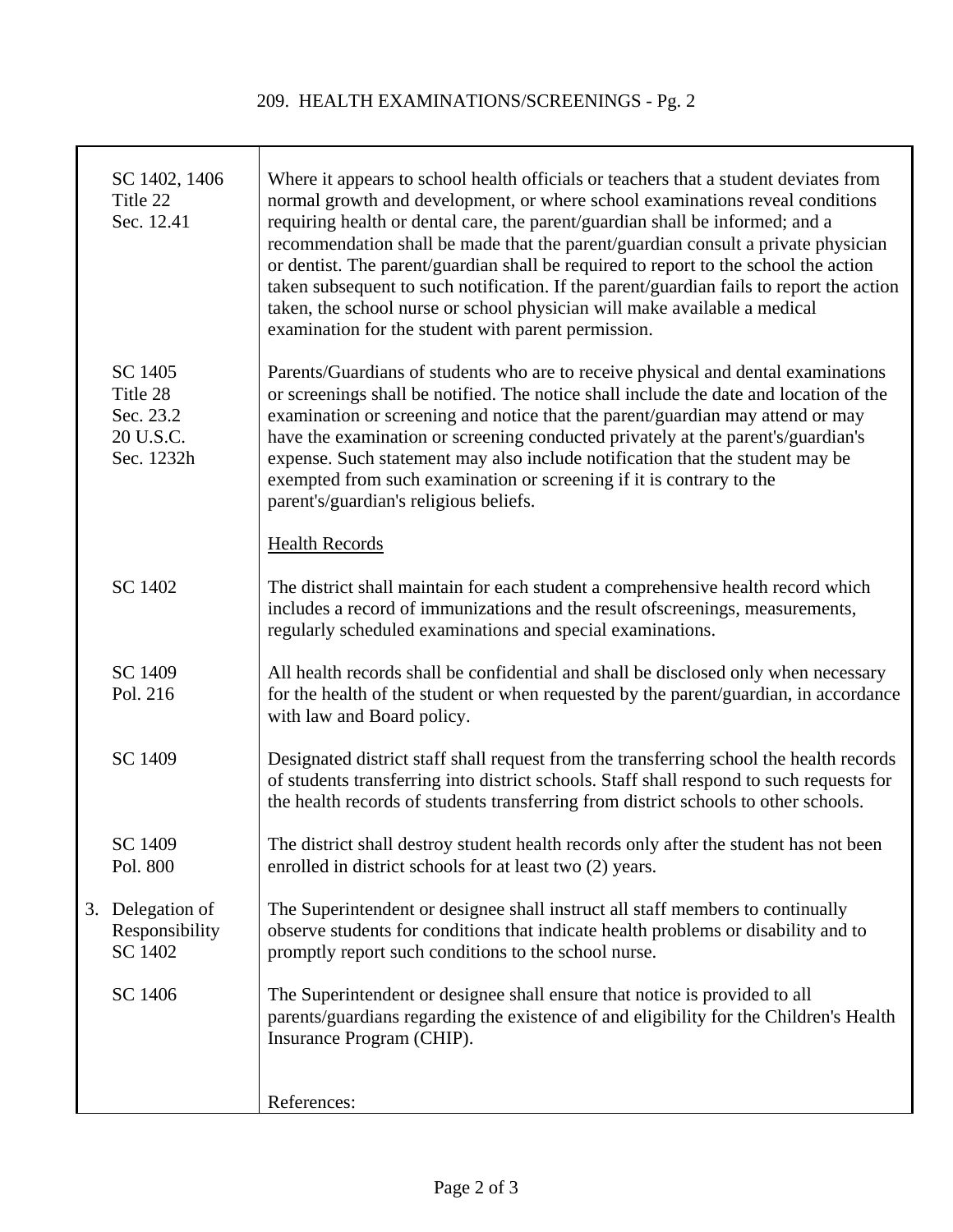| | |
|---|---|
| SC 1402, 1406<br>Title 22<br>Sec. 12.41 | Where it appears to school health officials or teachers that a student deviates from normal growth and development, or where school examinations reveal conditions requiring health or dental care, the parent/guardian shall be informed; and a recommendation shall be made that the parent/guardian consult a private physician or dentist. The parent/guardian shall be required to report to the school the action taken subsequent to such notification. If the parent/guardian fails to report the action taken, the school nurse or school physician will make available a medical examination for the student with parent permission. |
| SC 1405<br>Title 28<br>Sec. 23.2<br>20 U.S.C.<br>Sec. 1232h | Parents/Guardians of students who are to receive physical and dental examinations or screenings shall be notified. The notice shall include the date and location of the examination or screening and notice that the parent/guardian may attend or may have the examination or screening conducted privately at the parent's/guardian's expense. Such statement may also include notification that the student may be exempted from such examination or screening if it is contrary to the parent's/guardian's religious beliefs. |
| | <u>Health Records</u> |
| SC 1402 | The district shall maintain for each student a comprehensive health record which includes a record of immunizations and the result ofscreenings, measurements, regularly scheduled examinations and special examinations. |
| SC 1409<br>Pol. 216 | All health records shall be confidential and shall be disclosed only when necessary for the health of the student or when requested by the parent/guardian, in accordance with law and Board policy. |
| SC 1409 | Designated district staff shall request from the transferring school the health records of students transferring into district schools. Staff shall respond to such requests for the health records of students transferring from district schools to other schools. |
| SC 1409<br>Pol. 800 | The district shall destroy student health records only after the student has not been enrolled in district schools for at least two (2) years. |
| 3. Delegation of Responsibility<br>SC 1402 | The Superintendent or designee shall instruct all staff members to continually observe students for conditions that indicate health problems or disability and to promptly report such conditions to the school nurse. |
| SC 1406 | The Superintendent or designee shall ensure that notice is provided to all parents/guardians regarding the existence of and eligibility for the Children's Health Insurance Program (CHIP). |
| | References: |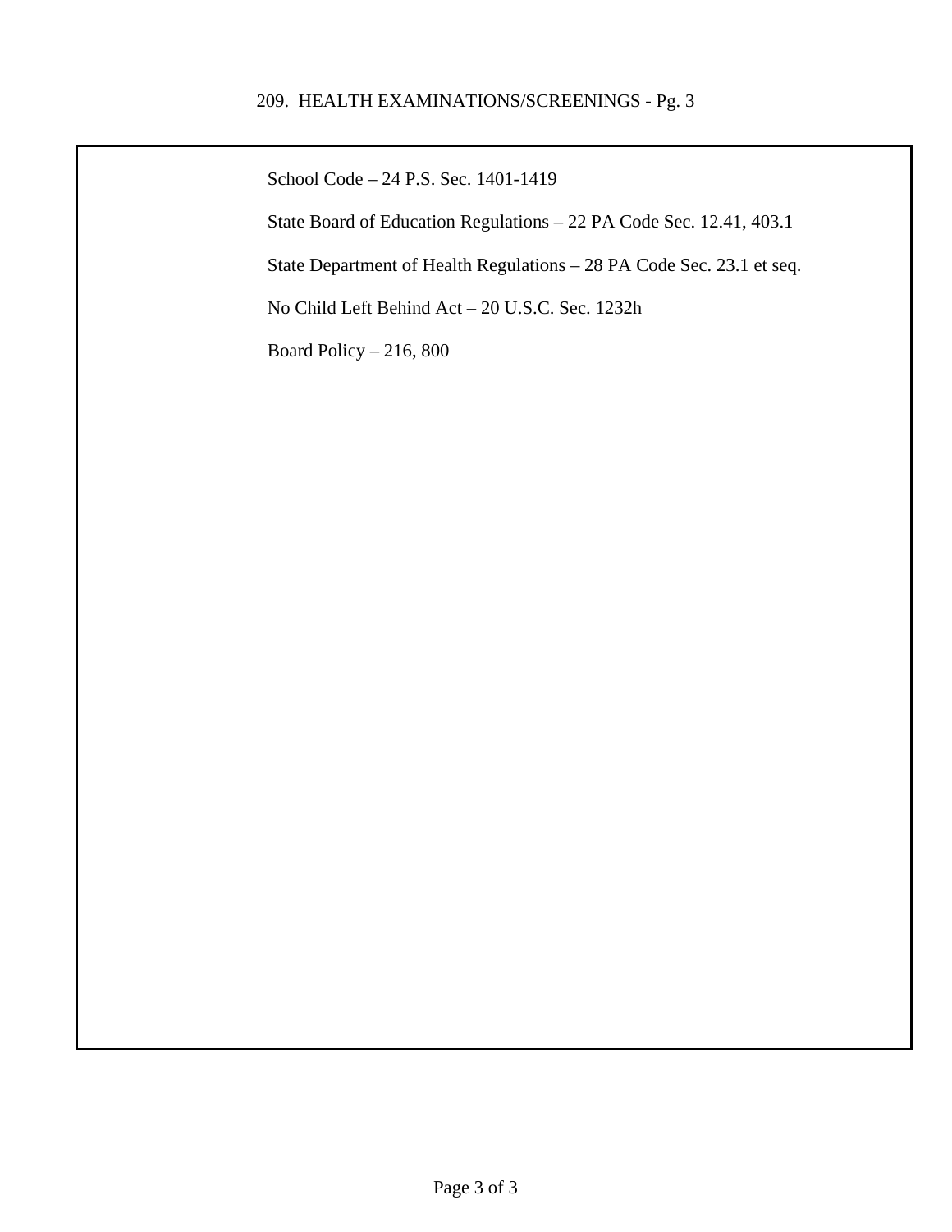School Code – 24 P.S. Sec. 1401-1419

State Board of Education Regulations – 22 PA Code Sec. 12.41, 403.1

State Department of Health Regulations – 28 PA Code Sec. 23.1 et seq.

No Child Left Behind Act – 20 U.S.C. Sec. 1232h

Board Policy – 216, 800